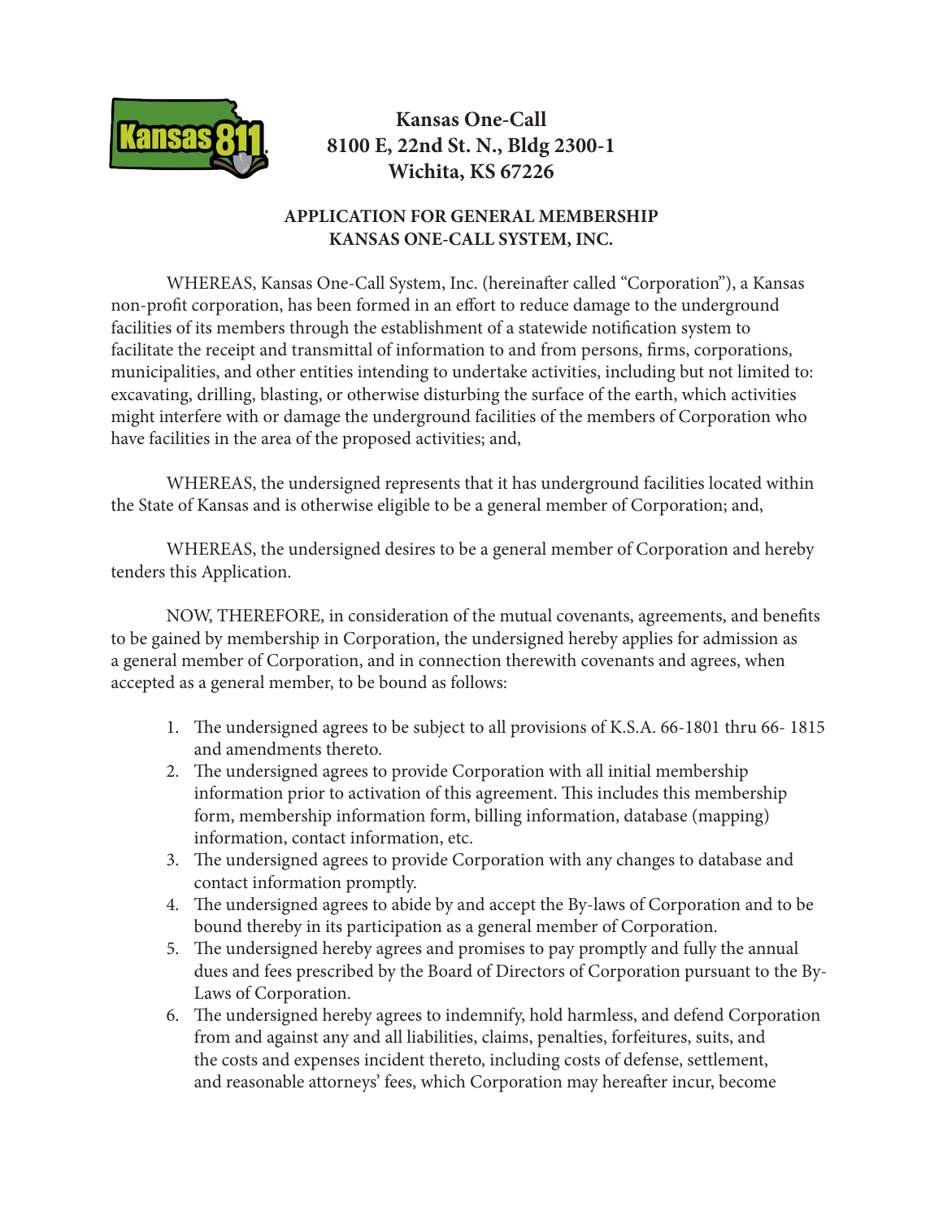**Kansas One-Call**
**8100 E, 22nd St. N., Bldg 2300-1**
**Wichita, KS 67226**

## APPLICATION FOR GENERAL MEMBERSHIP
## KANSAS ONE-CALL SYSTEM, INC.

WHEREAS, Kansas One-Call System, Inc. (hereinafter called "Corporation"), a Kansas non-profit corporation, has been formed in an effort to reduce damage to the underground facilities of its members through the establishment of a statewide notification system to facilitate the receipt and transmittal of information to and from persons, firms, corporations, municipalities, and other entities intending to undertake activities, including but not limited to: excavating, drilling, blasting, or otherwise disturbing the surface of the earth, which activities might interfere with or damage the underground facilities of the members of Corporation who have facilities in the area of the proposed activities; and,

WHEREAS, the undersigned represents that it has underground facilities located within the State of Kansas and is otherwise eligible to be a general member of Corporation; and,

WHEREAS, the undersigned desires to be a general member of Corporation and hereby tenders this Application.

NOW, THEREFORE, in consideration of the mutual covenants, agreements, and benefits to be gained by membership in Corporation, the undersigned hereby applies for admission as a general member of Corporation, and in connection therewith covenants and agrees, when accepted as a general member, to be bound as follows:

1. The undersigned agrees to be subject to all provisions of K.S.A. 66-1801 thru 66- 1815 and amendments thereto.
2. The undersigned agrees to provide Corporation with all initial membership information prior to activation of this agreement. This includes this membership form, membership information form, billing information, database (mapping) information, contact information, etc.
3. The undersigned agrees to provide Corporation with any changes to database and contact information promptly.
4. The undersigned agrees to abide by and accept the By-laws of Corporation and to be bound thereby in its participation as a general member of Corporation.
5. The undersigned hereby agrees and promises to pay promptly and fully the annual dues and fees prescribed by the Board of Directors of Corporation pursuant to the By-Laws of Corporation.
6. The undersigned hereby agrees to indemnify, hold harmless, and defend Corporation from and against any and all liabilities, claims, penalties, forfeitures, suits, and the costs and expenses incident thereto, including costs of defense, settlement, and reasonable attorneys' fees, which Corporation may hereafter incur, become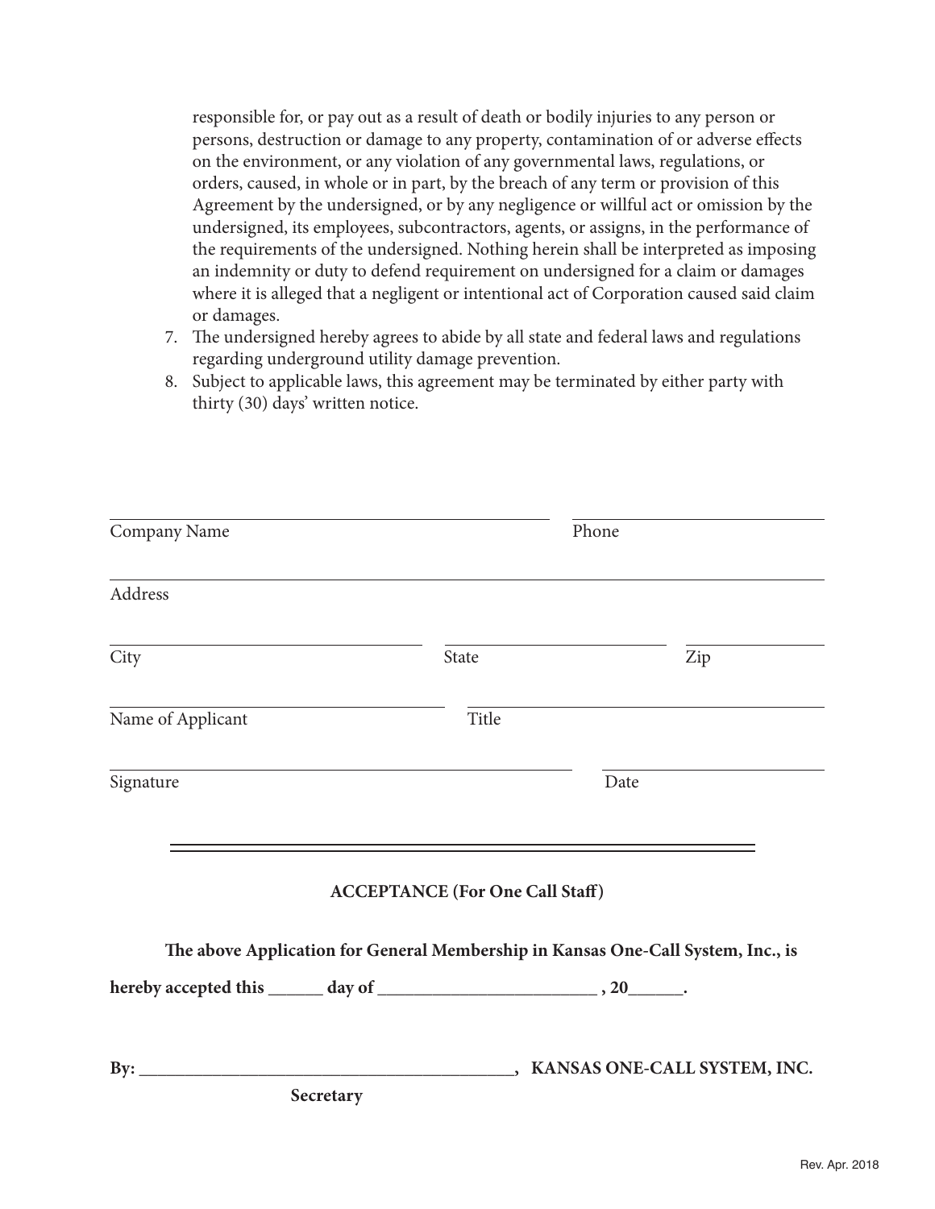responsible for, or pay out as a result of death or bodily injuries to any person or persons, destruction or damage to any property, contamination of or adverse effects on the environment, or any violation of any governmental laws, regulations, or orders, caused, in whole or in part, by the breach of any term or provision of this Agreement by the undersigned, or by any negligence or willful act or omission by the undersigned, its employees, subcontractors, agents, or assigns, in the performance of the requirements of the undersigned. Nothing herein shall be interpreted as imposing an indemnity or duty to defend requirement on undersigned for a claim or damages where it is alleged that a negligent or intentional act of Corporation caused said claim or damages.

7. The undersigned hereby agrees to abide by all state and federal laws and regulations regarding underground utility damage prevention.
8. Subject to applicable laws, this agreement may be terminated by either party with thirty (30) days' written notice.

______________________________________ ______________________
Company Name Phone

______________________________________________________________
Address

__________________________ ____________________ ____________
City State Zip

____________________________ ________________________________
Name of Applicant Title

_______________________________________ ____________________
Signature Date

---

**ACCEPTANCE (For One Call Staff)**

**The above Application for General Membership in Kansas One-Call System, Inc., is hereby accepted this ______ day of ________________________ , 20______.**

**By: ___________________________________________, KANSAS ONE-CALL SYSTEM, INC.**

**Secretary**

Rev. Apr. 2018